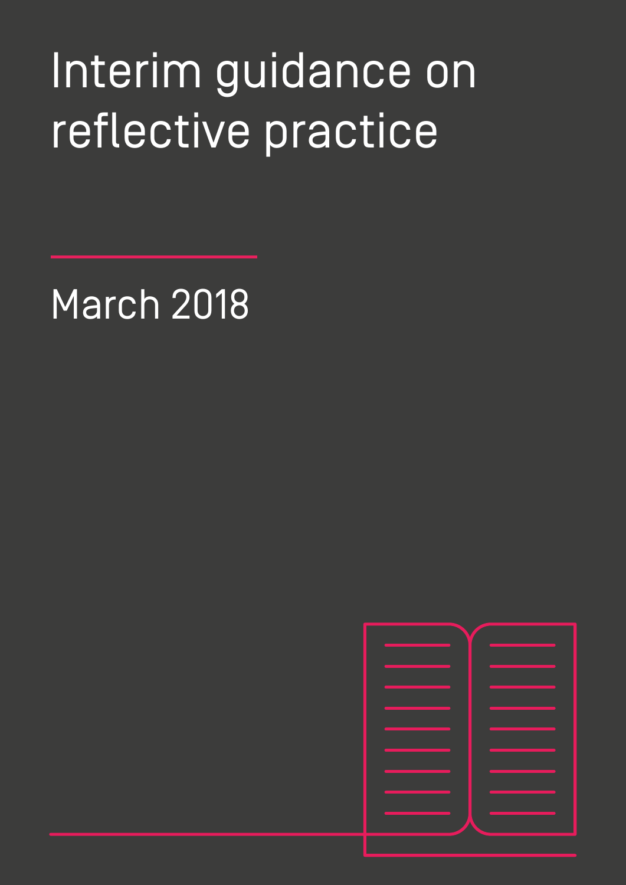# Interim guidance on reflective practice

March 2018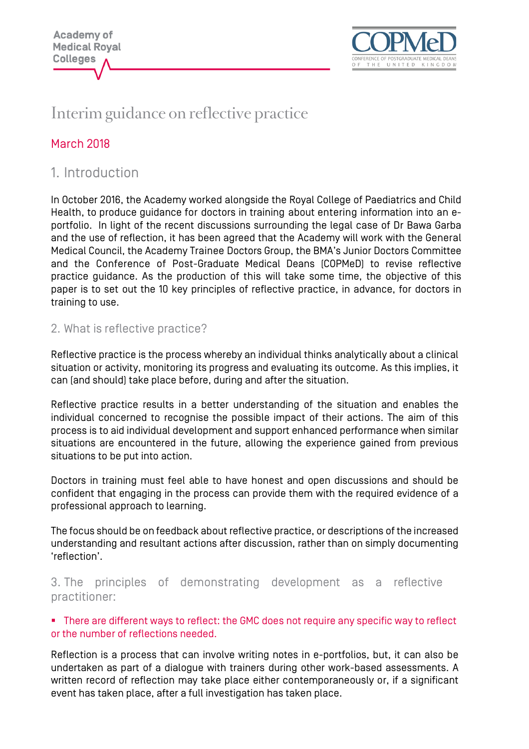Academy of Medical Royal Colleges

COPMeD — Conference of Postgraduate Medical Deans of the United Kingdom

# Interim guidance on reflective practice

March 2018

## 1. Introduction

In October 2016, the Academy worked alongside the Royal College of Paediatrics and Child Health, to produce guidance for doctors in training about entering information into an e-portfolio. In light of the recent discussions surrounding the legal case of Dr Bawa Garba and the use of reflection, it has been agreed that the Academy will work with the General Medical Council, the Academy Trainee Doctors Group, the BMA's Junior Doctors Committee and the Conference of Post-Graduate Medical Deans (COPMeD) to revise reflective practice guidance. As the production of this will take some time, the objective of this paper is to set out the 10 key principles of reflective practice, in advance, for doctors in training to use.

### 2. What is reflective practice?

Reflective practice is the process whereby an individual thinks analytically about a clinical situation or activity, monitoring its progress and evaluating its outcome. As this implies, it can (and should) take place before, during and after the situation.

Reflective practice results in a better understanding of the situation and enables the individual concerned to recognise the possible impact of their actions. The aim of this process is to aid individual development and support enhanced performance when similar situations are encountered in the future, allowing the experience gained from previous situations to be put into action.

Doctors in training must feel able to have honest and open discussions and should be confident that engaging in the process can provide them with the required evidence of a professional approach to learning.

The focus should be on feedback about reflective practice, or descriptions of the increased understanding and resultant actions after discussion, rather than on simply documenting 'reflection'.

### 3. The principles of demonstrating development as a reflective practitioner:

- There are different ways to reflect: the GMC does not require any specific way to reflect or the number of reflections needed.

Reflection is a process that can involve writing notes in e-portfolios, but, it can also be undertaken as part of a dialogue with trainers during other work-based assessments. A written record of reflection may take place either contemporaneously or, if a significant event has taken place, after a full investigation has taken place.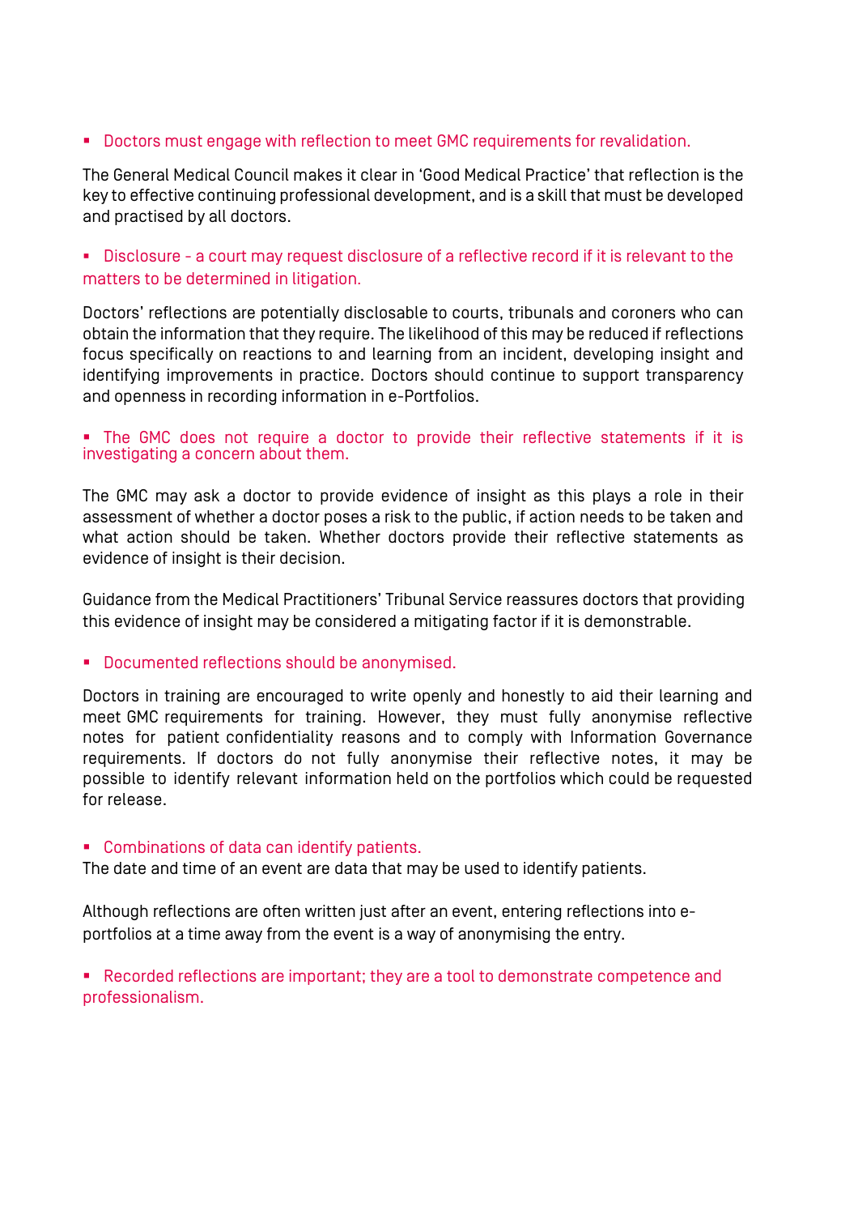- Doctors must engage with reflection to meet GMC requirements for revalidation.

The General Medical Council makes it clear in 'Good Medical Practice' that reflection is the key to effective continuing professional development, and is a skill that must be developed and practised by all doctors.

- Disclosure - a court may request disclosure of a reflective record if it is relevant to the matters to be determined in litigation.

Doctors' reflections are potentially disclosable to courts, tribunals and coroners who can obtain the information that they require. The likelihood of this may be reduced if reflections focus specifically on reactions to and learning from an incident, developing insight and identifying improvements in practice. Doctors should continue to support transparency and openness in recording information in e-Portfolios.

- The GMC does not require a doctor to provide their reflective statements if it is investigating a concern about them.

The GMC may ask a doctor to provide evidence of insight as this plays a role in their assessment of whether a doctor poses a risk to the public, if action needs to be taken and what action should be taken. Whether doctors provide their reflective statements as evidence of insight is their decision.

Guidance from the Medical Practitioners' Tribunal Service reassures doctors that providing this evidence of insight may be considered a mitigating factor if it is demonstrable.

- Documented reflections should be anonymised.

Doctors in training are encouraged to write openly and honestly to aid their learning and meet GMC requirements for training. However, they must fully anonymise reflective notes for patient confidentiality reasons and to comply with Information Governance requirements. If doctors do not fully anonymise their reflective notes, it may be possible to identify relevant information held on the portfolios which could be requested for release.

- Combinations of data can identify patients.

The date and time of an event are data that may be used to identify patients.

Although reflections are often written just after an event, entering reflections into e-portfolios at a time away from the event is a way of anonymising the entry.

- Recorded reflections are important; they are a tool to demonstrate competence and professionalism.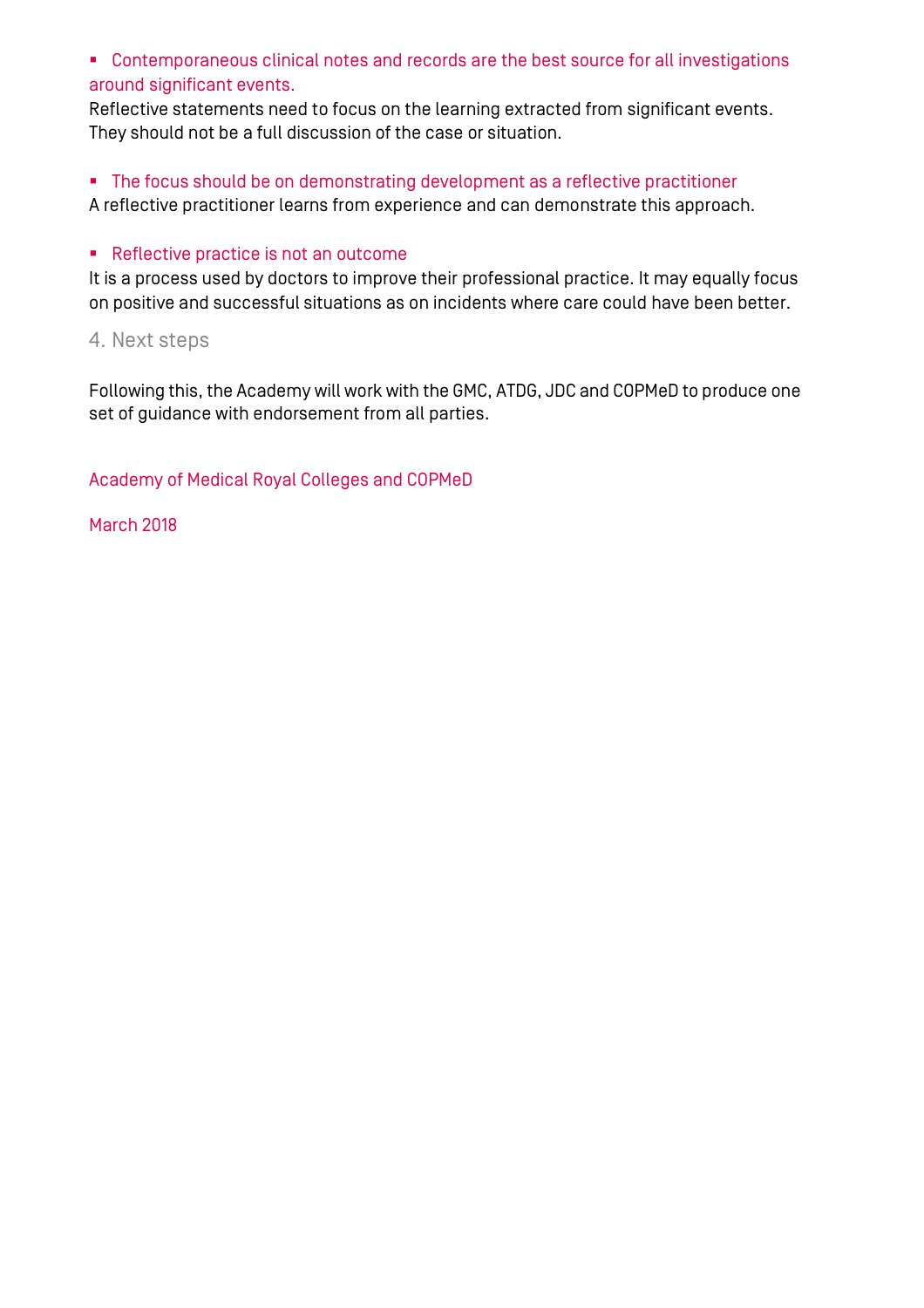- **Contemporaneous clinical notes and records are the best source for all investigations around significant events.**

Reflective statements need to focus on the learning extracted from significant events. They should not be a full discussion of the case or situation.

- **The focus should be on demonstrating development as a reflective practitioner**

A reflective practitioner learns from experience and can demonstrate this approach.

- **Reflective practice is not an outcome**

It is a process used by doctors to improve their professional practice. It may equally focus on positive and successful situations as on incidents where care could have been better.

## 4. Next steps

Following this, the Academy will work with the GMC, ATDG, JDC and COPMeD to produce one set of guidance with endorsement from all parties.

Academy of Medical Royal Colleges and COPMeD

March 2018